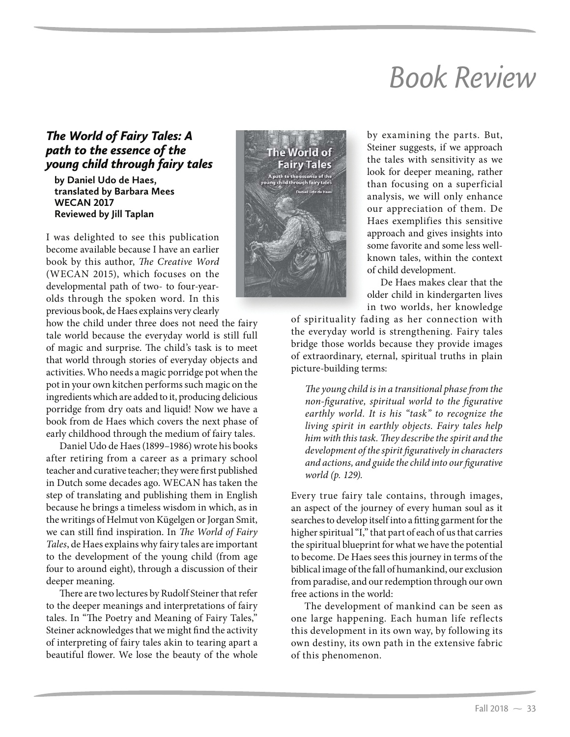# Book Review

### *The World of Fairy Tales: A path to the essence of the young child through fairy tales*

**by Daniel Udo de Haes,**
**translated by Barbara Mees**
**WECAN 2017**
**Reviewed by Jill Taplan**

I was delighted to see this publication become available because I have an earlier book by this author, *The Creative Word* (WECAN 2015), which focuses on the developmental path of two- to four-year-olds through the spoken word. In this previous book, de Haes explains very clearly how the child under three does not need the fairy tale world because the everyday world is still full of magic and surprise. The child's task is to meet that world through stories of everyday objects and activities. Who needs a magic porridge pot when the pot in your own kitchen performs such magic on the ingredients which are added to it, producing delicious porridge from dry oats and liquid! Now we have a book from de Haes which covers the next phase of early childhood through the medium of fairy tales.

Daniel Udo de Haes (1899–1986) wrote his books after retiring from a career as a primary school teacher and curative teacher; they were first published in Dutch some decades ago. WECAN has taken the step of translating and publishing them in English because he brings a timeless wisdom in which, as in the writings of Helmut von Kügelgen or Jorgan Smit, we can still find inspiration. In *The World of Fairy Tales*, de Haes explains why fairy tales are important to the development of the young child (from age four to around eight), through a discussion of their deeper meaning.

There are two lectures by Rudolf Steiner that refer to the deeper meanings and interpretations of fairy tales. In "The Poetry and Meaning of Fairy Tales," Steiner acknowledges that we might find the activity of interpreting of fairy tales akin to tearing apart a beautiful flower. We lose the beauty of the whole by examining the parts. But, Steiner suggests, if we approach the tales with sensitivity as we look for deeper meaning, rather than focusing on a superficial analysis, we will only enhance our appreciation of them. De Haes exemplifies this sensitive approach and gives insights into some favorite and some less well-known tales, within the context of child development.

De Haes makes clear that the older child in kindergarten lives in two worlds, her knowledge of spirituality fading as her connection with the everyday world is strengthening. Fairy tales bridge those worlds because they provide images of extraordinary, eternal, spiritual truths in plain picture-building terms:

> *The young child is in a transitional phase from the non-figurative, spiritual world to the figurative earthly world. It is his "task" to recognize the living spirit in earthly objects. Fairy tales help him with this task. They describe the spirit and the development of the spirit figuratively in characters and actions, and guide the child into our figurative world (p. 129).*

Every true fairy tale contains, through images, an aspect of the journey of every human soul as it searches to develop itself into a fitting garment for the higher spiritual "I," that part of each of us that carries the spiritual blueprint for what we have the potential to become. De Haes sees this journey in terms of the biblical image of the fall of humankind, our exclusion from paradise, and our redemption through our own free actions in the world:

> The development of mankind can be seen as one large happening. Each human life reflects this development in its own way, by following its own destiny, its own path in the extensive fabric of this phenomenon.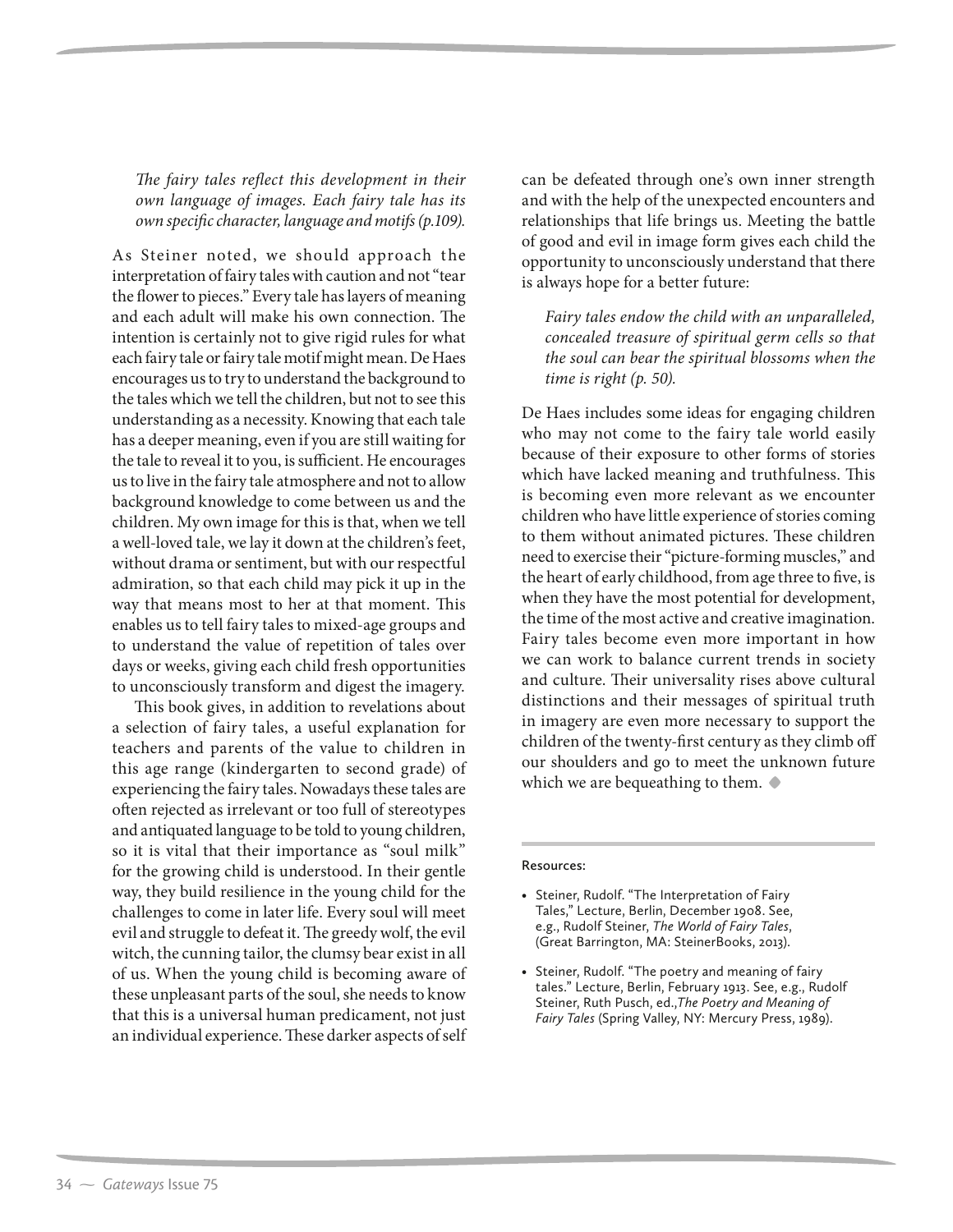*The fairy tales reflect this development in their own language of images. Each fairy tale has its own specific character, language and motifs (p.109).*

As Steiner noted, we should approach the interpretation of fairy tales with caution and not "tear the flower to pieces." Every tale has layers of meaning and each adult will make his own connection. The intention is certainly not to give rigid rules for what each fairy tale or fairy tale motif might mean. De Haes encourages us to try to understand the background to the tales which we tell the children, but not to see this understanding as a necessity. Knowing that each tale has a deeper meaning, even if you are still waiting for the tale to reveal it to you, is sufficient. He encourages us to live in the fairy tale atmosphere and not to allow background knowledge to come between us and the children. My own image for this is that, when we tell a well-loved tale, we lay it down at the children's feet, without drama or sentiment, but with our respectful admiration, so that each child may pick it up in the way that means most to her at that moment. This enables us to tell fairy tales to mixed-age groups and to understand the value of repetition of tales over days or weeks, giving each child fresh opportunities to unconsciously transform and digest the imagery.

This book gives, in addition to revelations about a selection of fairy tales, a useful explanation for teachers and parents of the value to children in this age range (kindergarten to second grade) of experiencing the fairy tales. Nowadays these tales are often rejected as irrelevant or too full of stereotypes and antiquated language to be told to young children, so it is vital that their importance as "soul milk" for the growing child is understood. In their gentle way, they build resilience in the young child for the challenges to come in later life. Every soul will meet evil and struggle to defeat it. The greedy wolf, the evil witch, the cunning tailor, the clumsy bear exist in all of us. When the young child is becoming aware of these unpleasant parts of the soul, she needs to know that this is a universal human predicament, not just an individual experience. These darker aspects of self can be defeated through one's own inner strength and with the help of the unexpected encounters and relationships that life brings us. Meeting the battle of good and evil in image form gives each child the opportunity to unconsciously understand that there is always hope for a better future:

*Fairy tales endow the child with an unparalleled, concealed treasure of spiritual germ cells so that the soul can bear the spiritual blossoms when the time is right (p. 50).*

De Haes includes some ideas for engaging children who may not come to the fairy tale world easily because of their exposure to other forms of stories which have lacked meaning and truthfulness. This is becoming even more relevant as we encounter children who have little experience of stories coming to them without animated pictures. These children need to exercise their "picture-forming muscles," and the heart of early childhood, from age three to five, is when they have the most potential for development, the time of the most active and creative imagination. Fairy tales become even more important in how we can work to balance current trends in society and culture. Their universality rises above cultural distinctions and their messages of spiritual truth in imagery are even more necessary to support the children of the twenty-first century as they climb off our shoulders and go to meet the unknown future which we are bequeathing to them. ◆

Resources:

- Steiner, Rudolf. "The Interpretation of Fairy Tales," Lecture, Berlin, December 1908. See, e.g., Rudolf Steiner, *The World of Fairy Tales*, (Great Barrington, MA: SteinerBooks, 2013).
- Steiner, Rudolf. "The poetry and meaning of fairy tales." Lecture, Berlin, February 1913. See, e.g., Rudolf Steiner, Ruth Pusch, ed.,*The Poetry and Meaning of Fairy Tales* (Spring Valley, NY: Mercury Press, 1989).